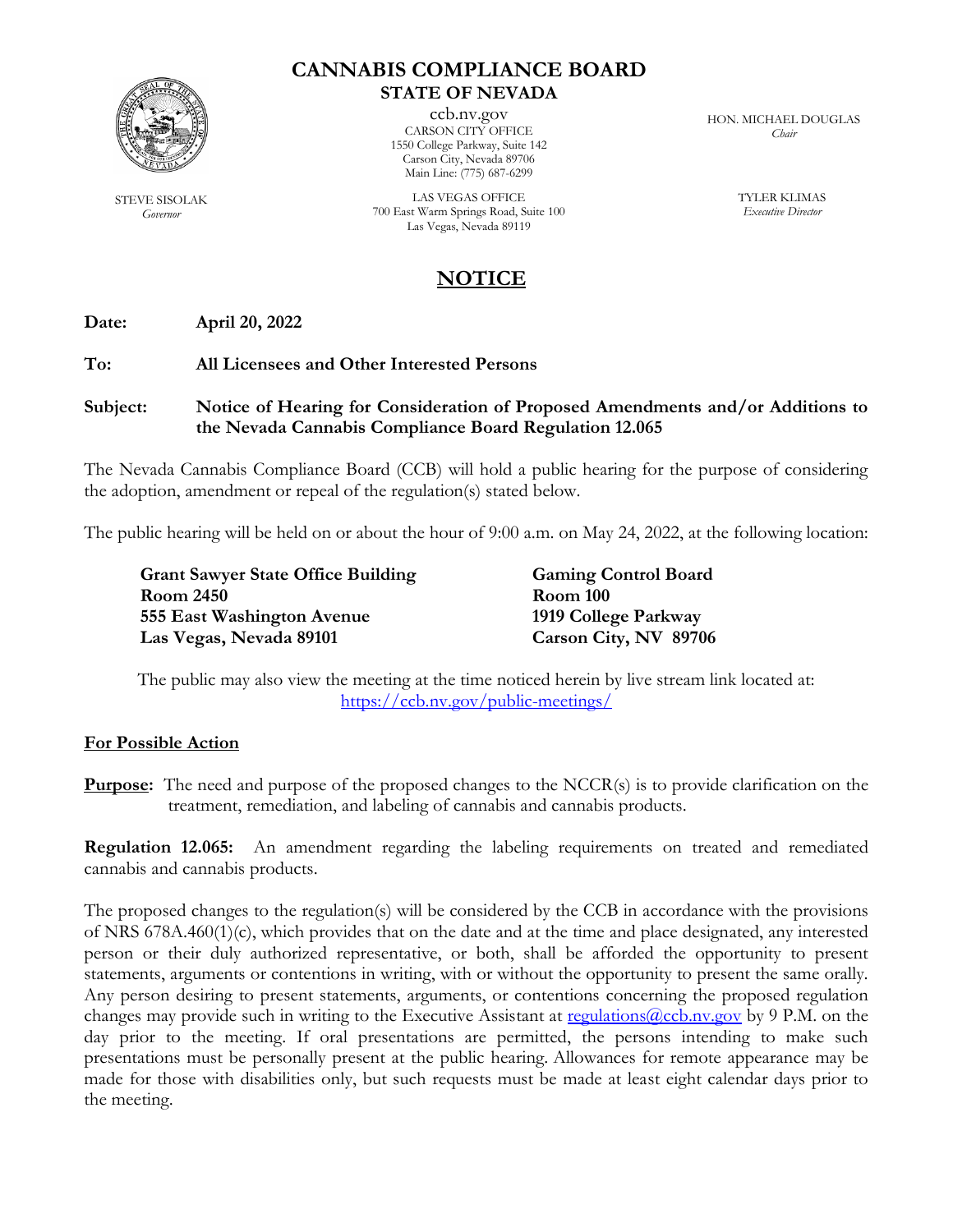# CANNABIS COMPLIANCE BOARD

## STATE OF NEVADA

ccb.nv.gov

CARSON CITY OFFICE
1550 College Parkway, Suite 142
Carson City, Nevada 89706
Main Line: (775) 687-6299

LAS VEGAS OFFICE
700 East Warm Springs Road, Suite 100
Las Vegas, Nevada 89119

STEVE SISOLAK
*Governor*

HON. MICHAEL DOUGLAS
*Chair*

TYLER KLIMAS
*Executive Director*

## NOTICE

**Date:** **April 20, 2022**

**To:** **All Licensees and Other Interested Persons**

**Subject:** **Notice of Hearing for Consideration of Proposed Amendments and/or Additions to the Nevada Cannabis Compliance Board Regulation 12.065**

The Nevada Cannabis Compliance Board (CCB) will hold a public hearing for the purpose of considering the adoption, amendment or repeal of the regulation(s) stated below.

The public hearing will be held on or about the hour of 9:00 a.m. on May 24, 2022, at the following location:

**Grant Sawyer State Office Building**
**Room 2450**
**555 East Washington Avenue**
**Las Vegas, Nevada 89101**

**Gaming Control Board**
**Room 100**
**1919 College Parkway**
**Carson City, NV 89706**

The public may also view the meeting at the time noticed herein by live stream link located at: https://ccb.nv.gov/public-meetings/

**For Possible Action**

**Purpose:** The need and purpose of the proposed changes to the NCCR(s) is to provide clarification on the treatment, remediation, and labeling of cannabis and cannabis products.

**Regulation 12.065:** An amendment regarding the labeling requirements on treated and remediated cannabis and cannabis products.

The proposed changes to the regulation(s) will be considered by the CCB in accordance with the provisions of NRS 678A.460(1)(c), which provides that on the date and at the time and place designated, any interested person or their duly authorized representative, or both, shall be afforded the opportunity to present statements, arguments or contentions in writing, with or without the opportunity to present the same orally. Any person desiring to present statements, arguments, or contentions concerning the proposed regulation changes may provide such in writing to the Executive Assistant at regulations@ccb.nv.gov by 9 P.M. on the day prior to the meeting. If oral presentations are permitted, the persons intending to make such presentations must be personally present at the public hearing. Allowances for remote appearance may be made for those with disabilities only, but such requests must be made at least eight calendar days prior to the meeting.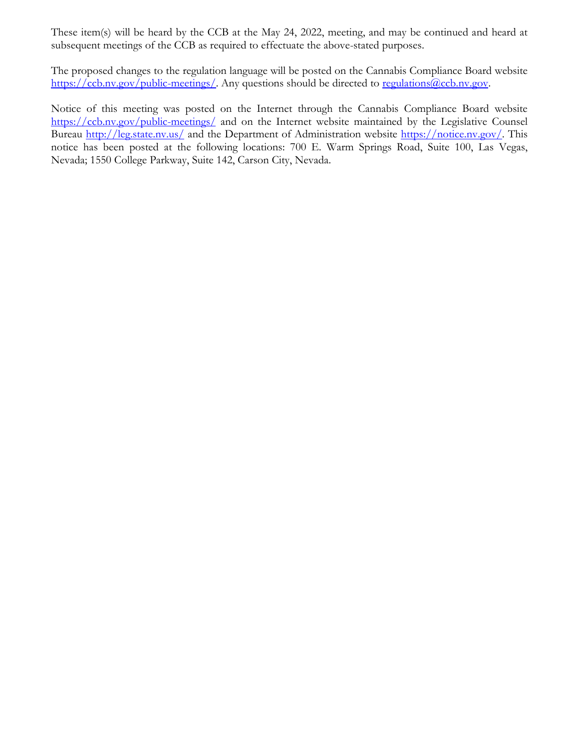These item(s) will be heard by the CCB at the May 24, 2022, meeting, and may be continued and heard at subsequent meetings of the CCB as required to effectuate the above-stated purposes.

The proposed changes to the regulation language will be posted on the Cannabis Compliance Board website https://ccb.nv.gov/public-meetings/. Any questions should be directed to regulations@ccb.nv.gov.

Notice of this meeting was posted on the Internet through the Cannabis Compliance Board website https://ccb.nv.gov/public-meetings/ and on the Internet website maintained by the Legislative Counsel Bureau http://leg.state.nv.us/ and the Department of Administration website https://notice.nv.gov/. This notice has been posted at the following locations: 700 E. Warm Springs Road, Suite 100, Las Vegas, Nevada; 1550 College Parkway, Suite 142, Carson City, Nevada.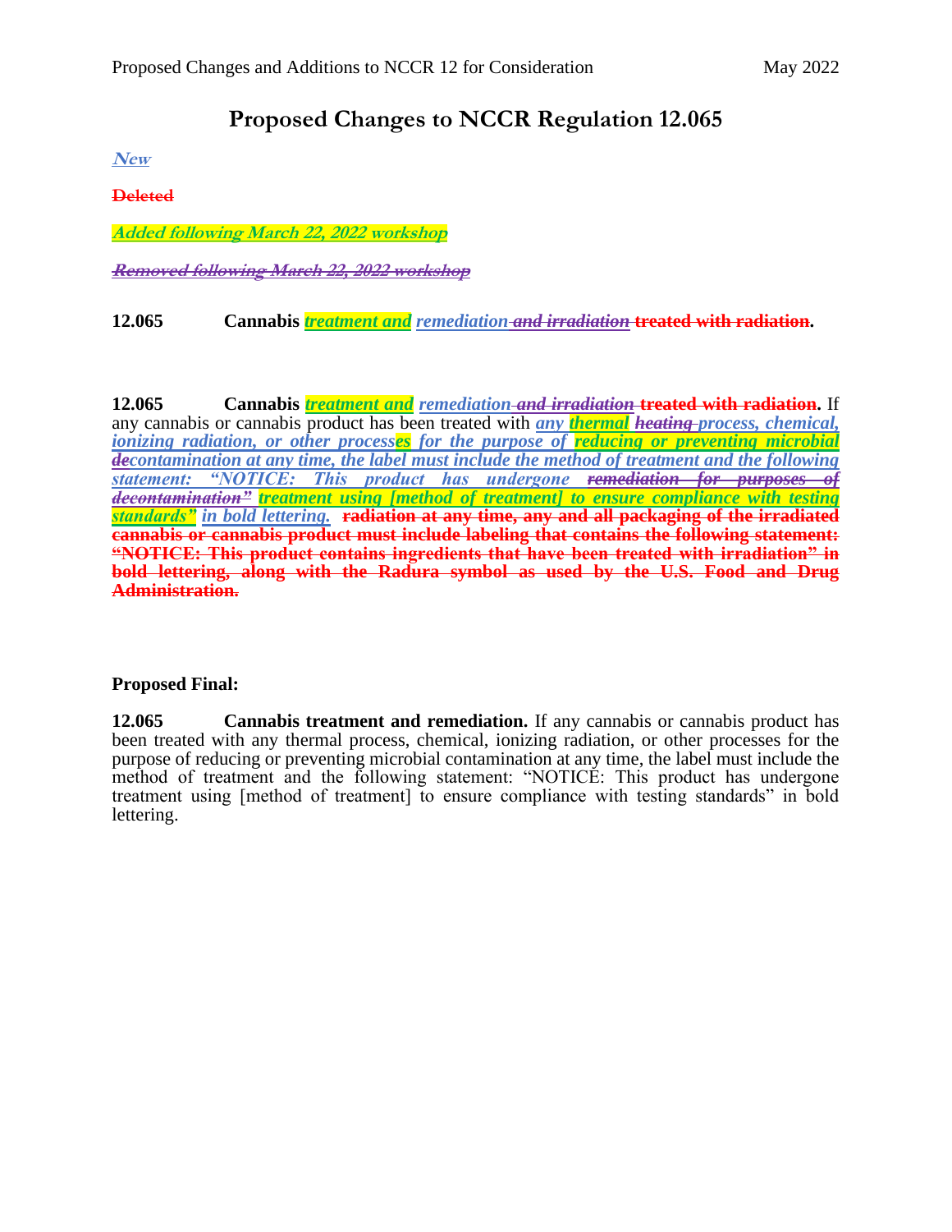# Proposed Changes to NCCR Regulation 12.065

***New***

~~**Deleted**~~

***Added following March 22, 2022 workshop***

~~***Removed following March 22, 2022 workshop***~~

**12.065 Cannabis *treatment and* *remediation* ~~*and irradiation*~~ ~~treated with radiation~~.**

**12.065 Cannabis *treatment and* *remediation* ~~*and irradiation*~~ ~~treated with radiation~~.** If any cannabis or cannabis product has been treated with ***any thermal*** ~~***heating***~~ ***process, chemical, ionizing radiation, or other processes for the purpose of reducing or preventing microbial*** ~~***de***~~***contamination at any time, the label must include the method of treatment and the following statement: "NOTICE: This product has undergone*** ~~***remediation for purposes of decontamination"***~~ ***treatment using [method of treatment] to ensure compliance with testing standards" in bold lettering.*** ~~**radiation at any time, any and all packaging of the irradiated cannabis or cannabis product must include labeling that contains the following statement: "NOTICE: This product contains ingredients that have been treated with irradiation" in bold lettering, along with the Radura symbol as used by the U.S. Food and Drug Administration.**~~

**Proposed Final:**

**12.065 Cannabis treatment and remediation.** If any cannabis or cannabis product has been treated with any thermal process, chemical, ionizing radiation, or other processes for the purpose of reducing or preventing microbial contamination at any time, the label must include the method of treatment and the following statement: "NOTICE: This product has undergone treatment using [method of treatment] to ensure compliance with testing standards" in bold lettering.